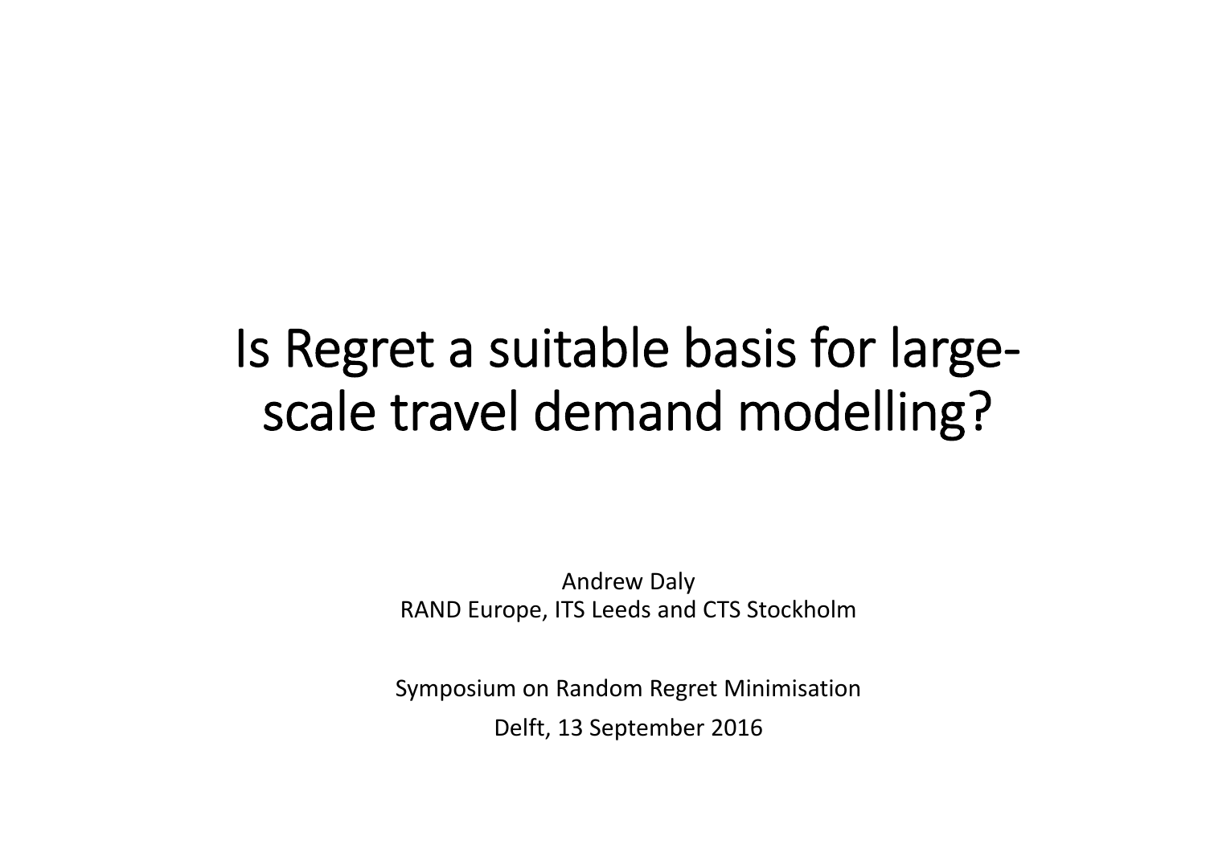# Is Regret a suitable basis for large-scale travel demand modelling?

Andrew Daly
RAND Europe, ITS Leeds and CTS Stockholm

Symposium on Random Regret Minimisation

Delft, 13 September 2016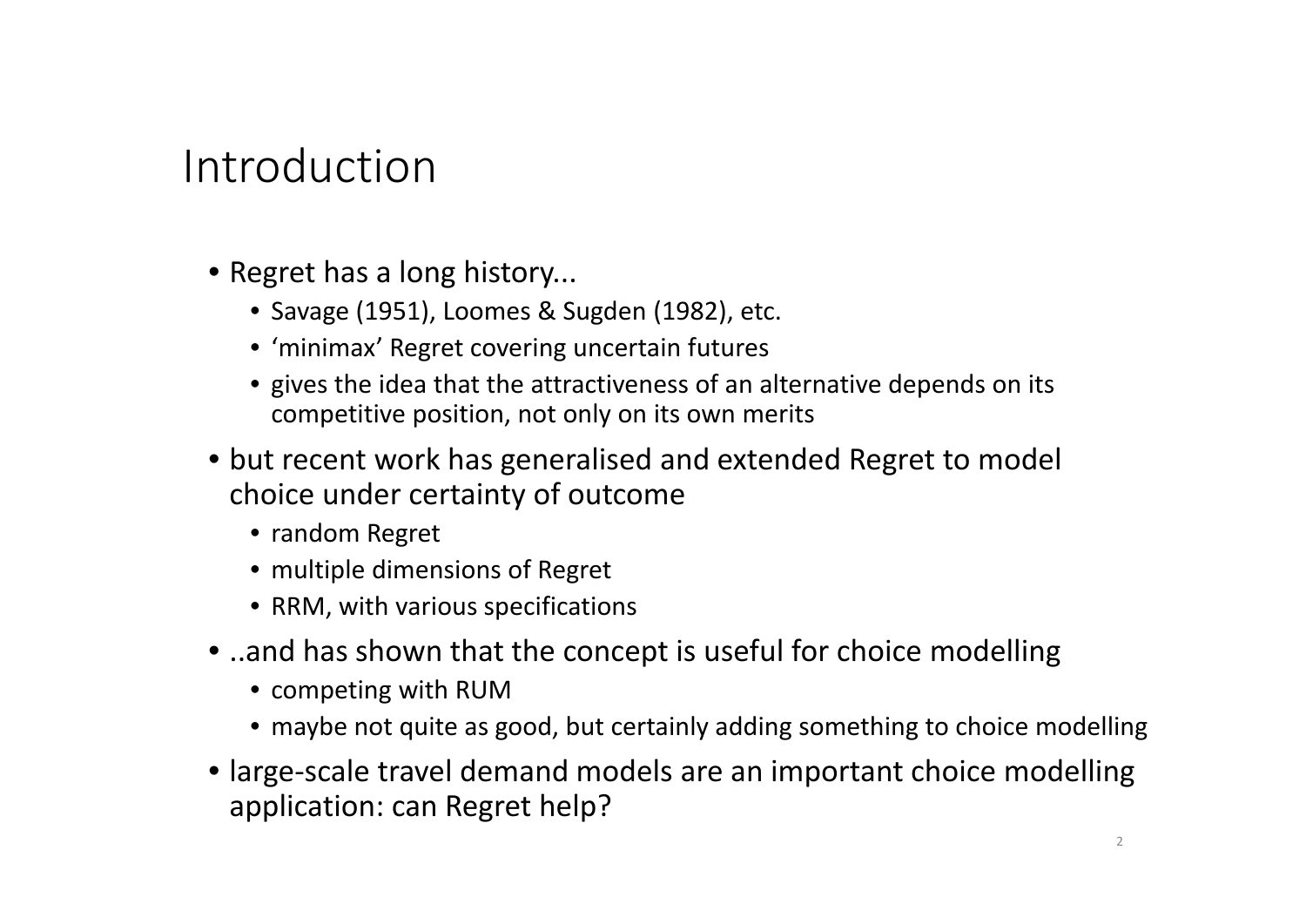# Introduction

- Regret has a long history...
  - Savage (1951), Loomes & Sugden (1982), etc.
  - 'minimax' Regret covering uncertain futures
  - gives the idea that the attractiveness of an alternative depends on its competitive position, not only on its own merits
- but recent work has generalised and extended Regret to model choice under certainty of outcome
  - random Regret
  - multiple dimensions of Regret
  - RRM, with various specifications
- ..and has shown that the concept is useful for choice modelling
  - competing with RUM
  - maybe not quite as good, but certainly adding something to choice modelling
- large-scale travel demand models are an important choice modelling application: can Regret help?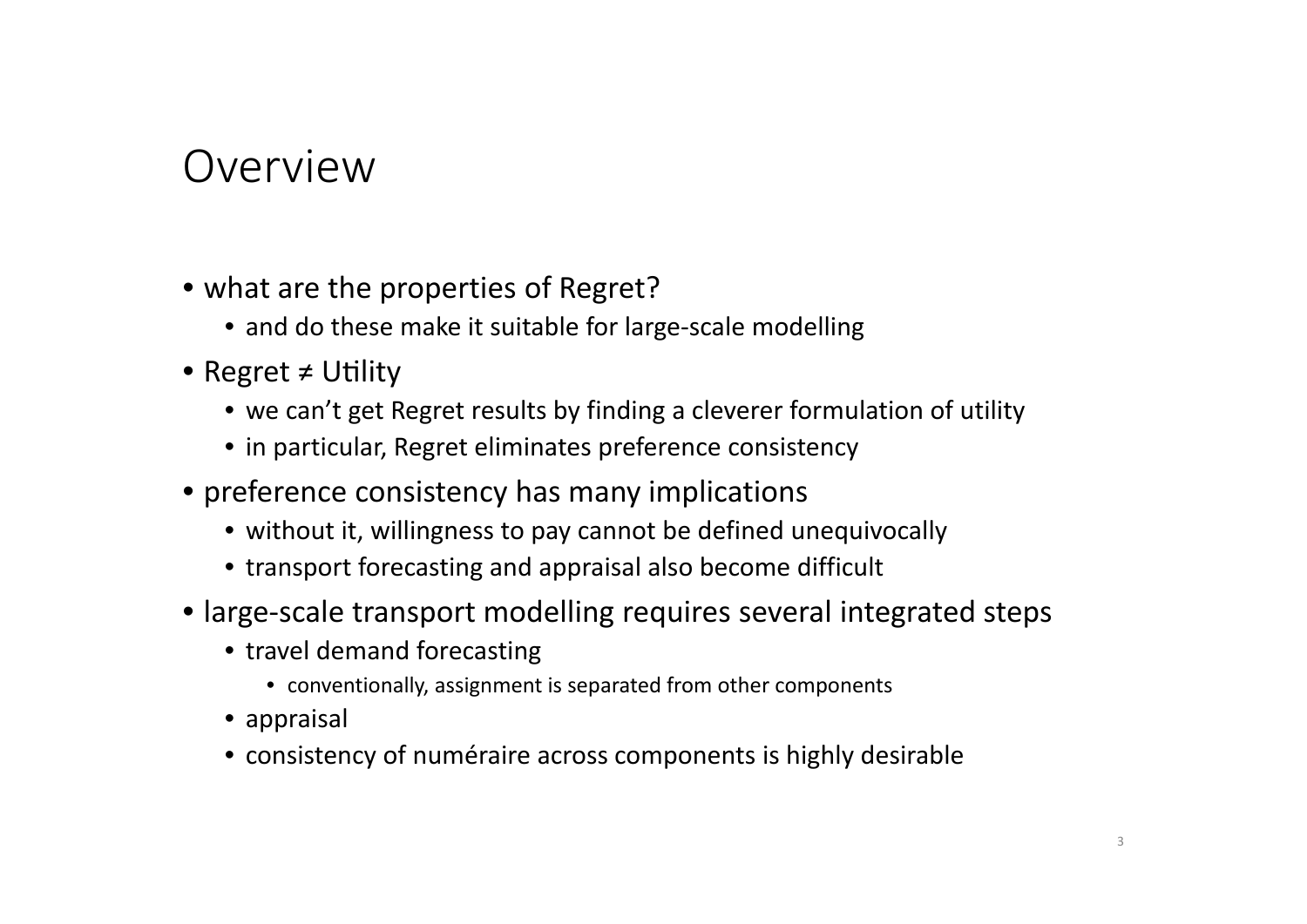# Overview

- what are the properties of Regret?
  - and do these make it suitable for large-scale modelling
- Regret ≠ Utility
  - we can't get Regret results by finding a cleverer formulation of utility
  - in particular, Regret eliminates preference consistency
- preference consistency has many implications
  - without it, willingness to pay cannot be defined unequivocally
  - transport forecasting and appraisal also become difficult
- large-scale transport modelling requires several integrated steps
  - travel demand forecasting
    - conventionally, assignment is separated from other components
  - appraisal
  - consistency of numéraire across components is highly desirable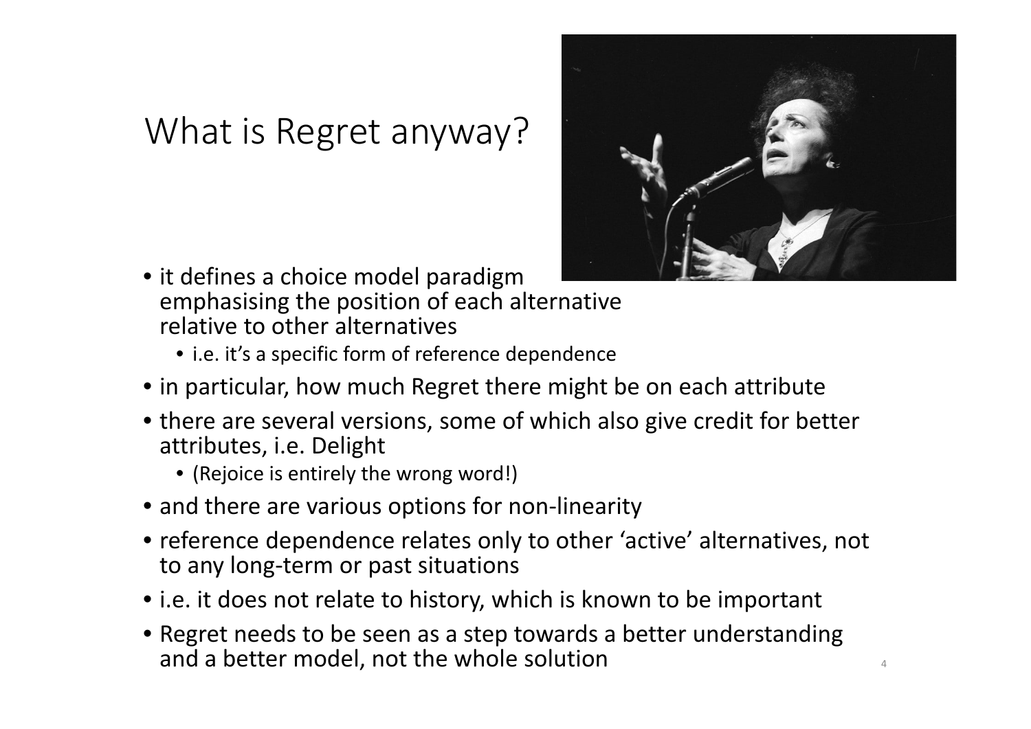# What is Regret anyway?

- it defines a choice model paradigm emphasising the position of each alternative relative to other alternatives
  - i.e. it's a specific form of reference dependence
- in particular, how much Regret there might be on each attribute
- there are several versions, some of which also give credit for better attributes, i.e. Delight
  - (Rejoice is entirely the wrong word!)
- and there are various options for non-linearity
- reference dependence relates only to other 'active' alternatives, not to any long-term or past situations
- i.e. it does not relate to history, which is known to be important
- Regret needs to be seen as a step towards a better understanding and a better model, not the whole solution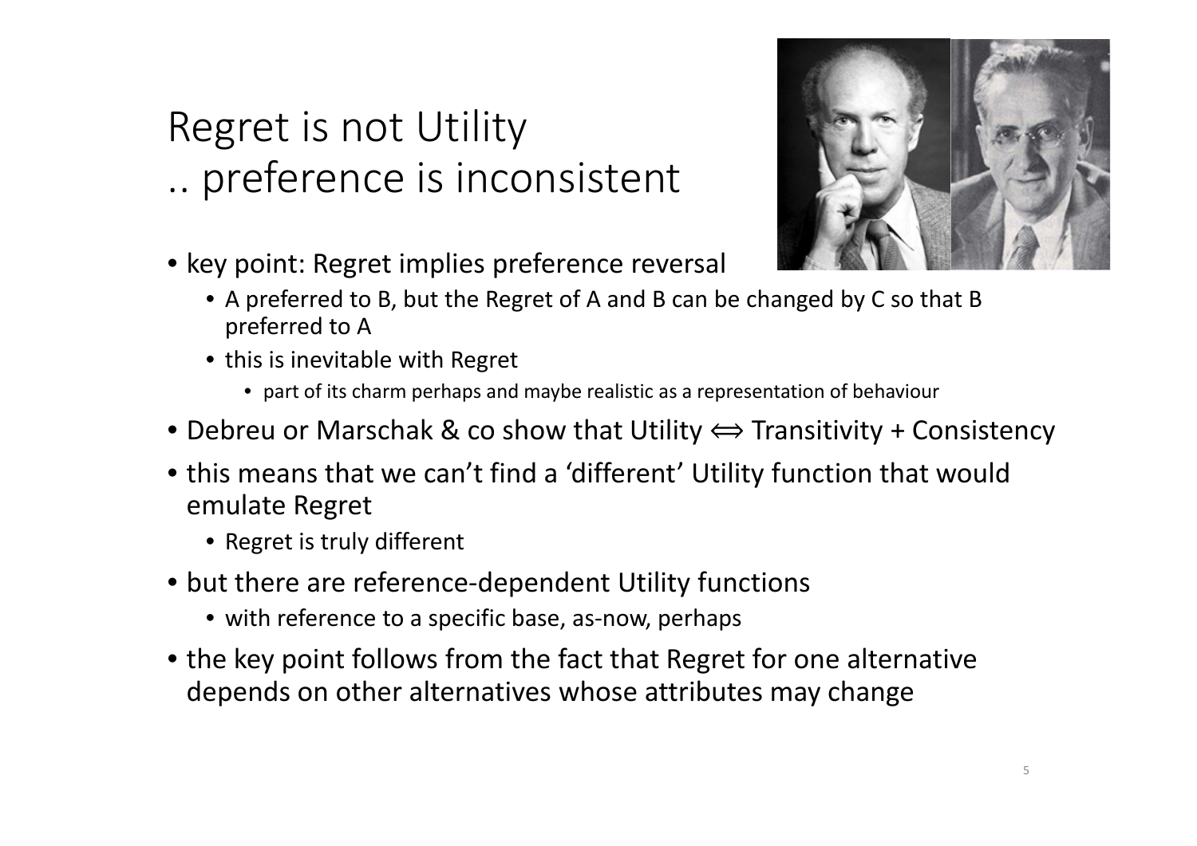# Regret is not Utility
# .. preference is inconsistent

- key point: Regret implies preference reversal
  - A preferred to B, but the Regret of A and B can be changed by C so that B preferred to A
  - this is inevitable with Regret
    - part of its charm perhaps and maybe realistic as a representation of behaviour
- Debreu or Marschak & co show that Utility $\Longleftrightarrow$ Transitivity + Consistency
- this means that we can't find a 'different' Utility function that would emulate Regret
  - Regret is truly different
- but there are reference-dependent Utility functions
  - with reference to a specific base, as-now, perhaps
- the key point follows from the fact that Regret for one alternative depends on other alternatives whose attributes may change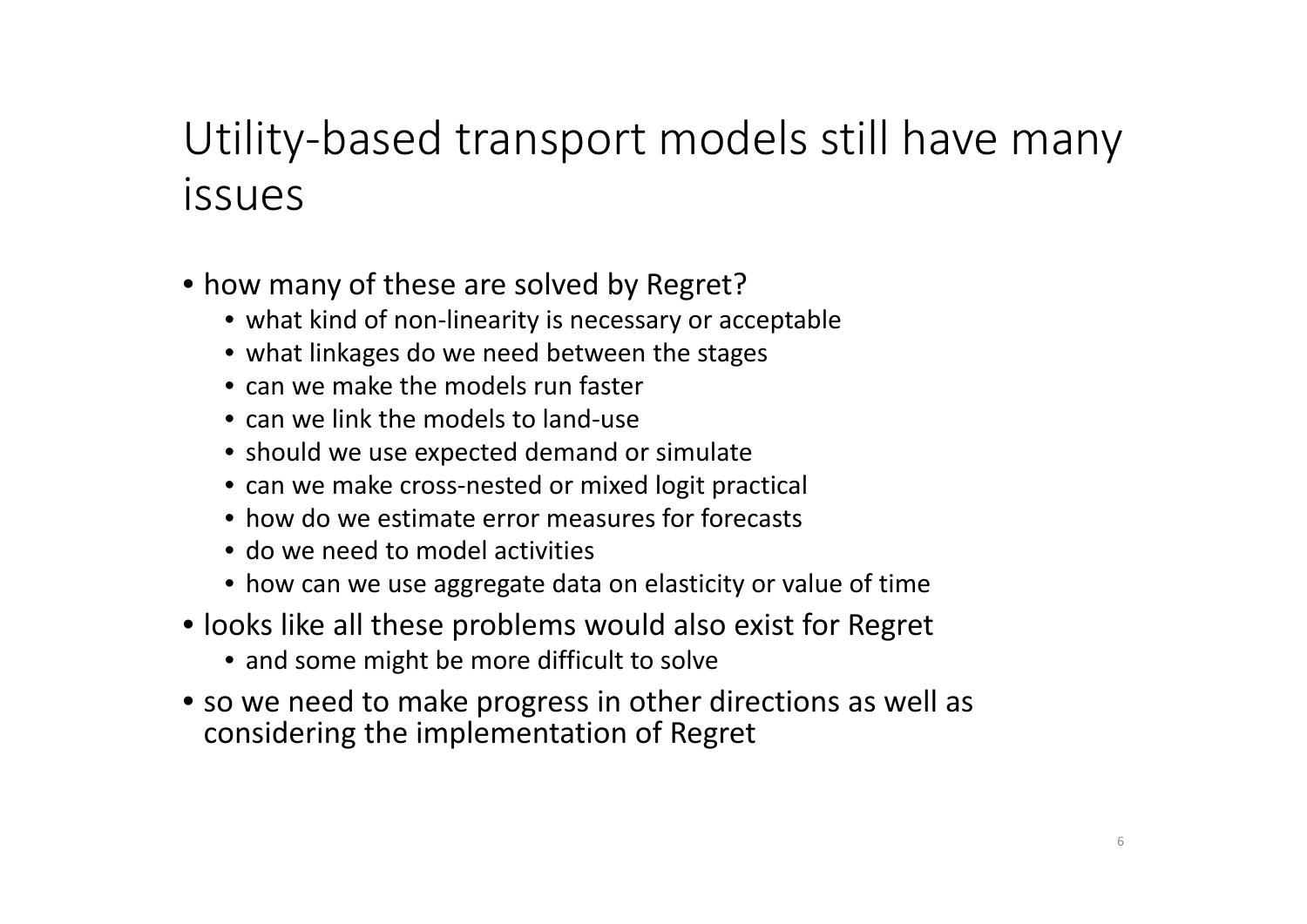# Utility-based transport models still have many issues

- how many of these are solved by Regret?
  - what kind of non-linearity is necessary or acceptable
  - what linkages do we need between the stages
  - can we make the models run faster
  - can we link the models to land-use
  - should we use expected demand or simulate
  - can we make cross-nested or mixed logit practical
  - how do we estimate error measures for forecasts
  - do we need to model activities
  - how can we use aggregate data on elasticity or value of time
- looks like all these problems would also exist for Regret
  - and some might be more difficult to solve
- so we need to make progress in other directions as well as considering the implementation of Regret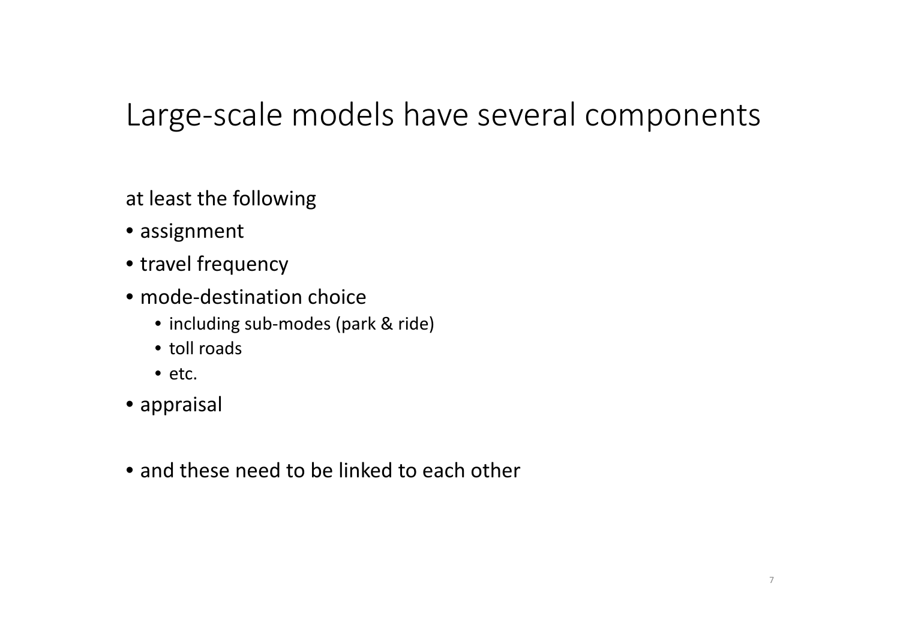# Large-scale models have several components

at least the following

- assignment
- travel frequency
- mode-destination choice
  - including sub-modes (park & ride)
  - toll roads
  - etc.
- appraisal

- and these need to be linked to each other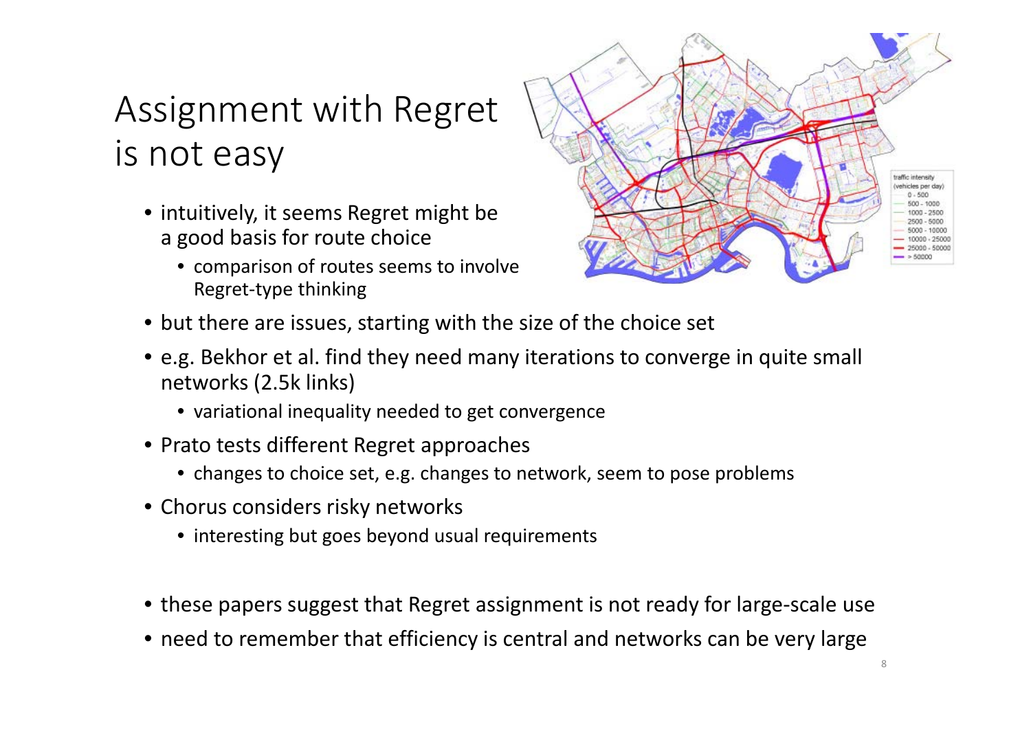# Assignment with Regret is not easy

- intuitively, it seems Regret might be a good basis for route choice
  - comparison of routes seems to involve Regret-type thinking
- but there are issues, starting with the size of the choice set
- e.g. Bekhor et al. find they need many iterations to converge in quite small networks (2.5k links)
  - variational inequality needed to get convergence
- Prato tests different Regret approaches
  - changes to choice set, e.g. changes to network, seem to pose problems
- Chorus considers risky networks
  - interesting but goes beyond usual requirements

- these papers suggest that Regret assignment is not ready for large-scale use
- need to remember that efficiency is central and networks can be very large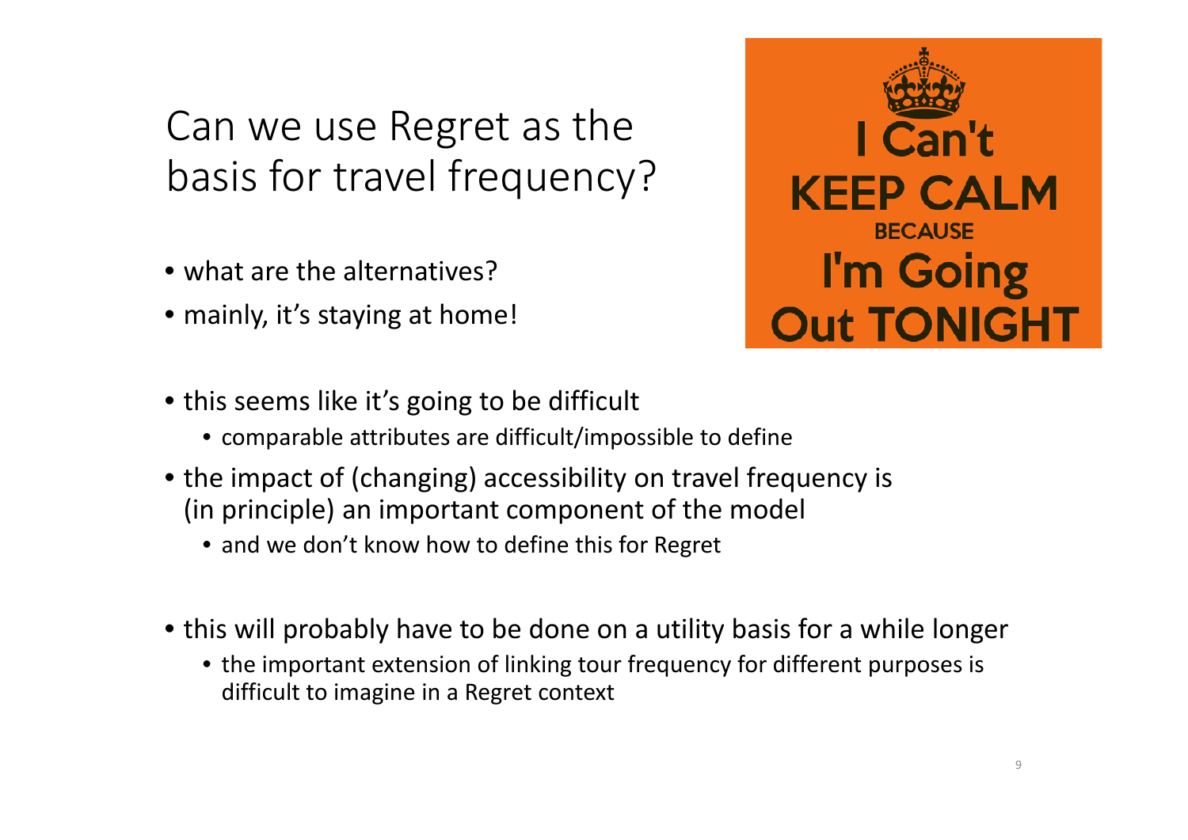# Can we use Regret as the basis for travel frequency?

- what are the alternatives?
- mainly, it's staying at home!

I Can't KEEP CALM BECAUSE I'm Going Out TONIGHT

- this seems like it's going to be difficult
  - comparable attributes are difficult/impossible to define
- the impact of (changing) accessibility on travel frequency is (in principle) an important component of the model
  - and we don't know how to define this for Regret

- this will probably have to be done on a utility basis for a while longer
  - the important extension of linking tour frequency for different purposes is difficult to imagine in a Regret context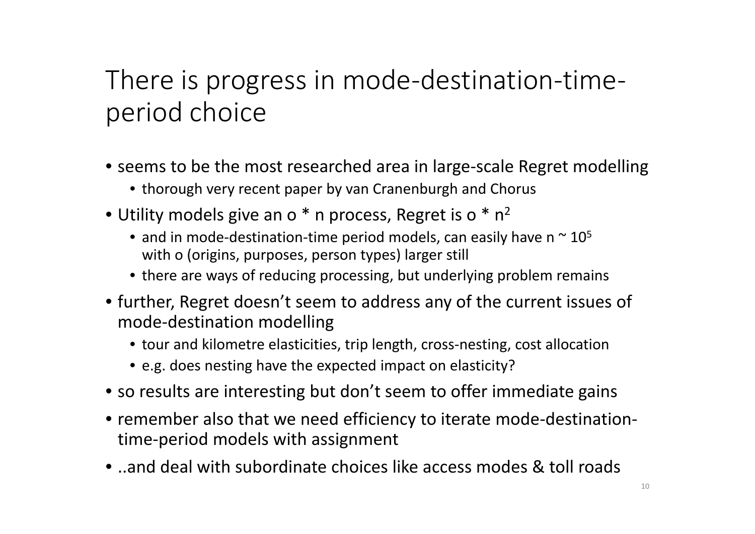# There is progress in mode-destination-time-period choice

- seems to be the most researched area in large-scale Regret modelling
  - thorough very recent paper by van Cranenburgh and Chorus
- Utility models give an o * n process, Regret is o * $n^2$
  - and in mode-destination-time period models, can easily have n ~ $10^5$ with o (origins, purposes, person types) larger still
  - there are ways of reducing processing, but underlying problem remains
- further, Regret doesn't seem to address any of the current issues of mode-destination modelling
  - tour and kilometre elasticities, trip length, cross-nesting, cost allocation
  - e.g. does nesting have the expected impact on elasticity?
- so results are interesting but don't seem to offer immediate gains
- remember also that we need efficiency to iterate mode-destination-time-period models with assignment
- ..and deal with subordinate choices like access modes & toll roads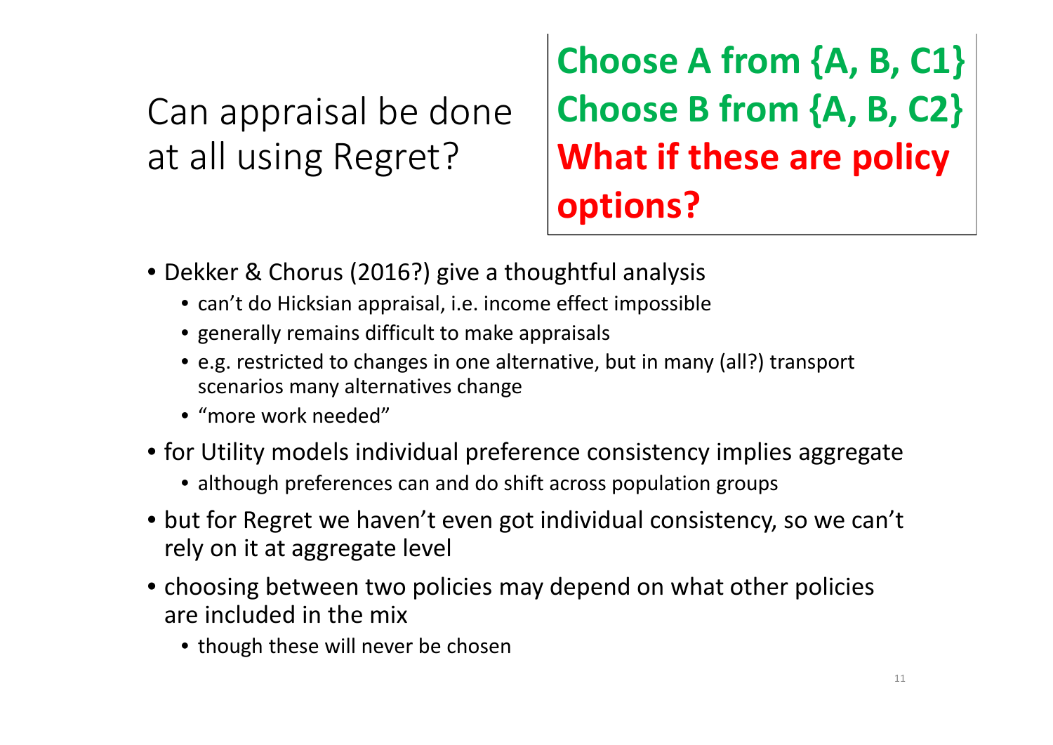# Can appraisal be done at all using Regret?

**Choose A from {A, B, C1}**
**Choose B from {A, B, C2}**
**What if these are policy options?**

- Dekker & Chorus (2016?) give a thoughtful analysis
  - can't do Hicksian appraisal, i.e. income effect impossible
  - generally remains difficult to make appraisals
  - e.g. restricted to changes in one alternative, but in many (all?) transport scenarios many alternatives change
  - "more work needed"
- for Utility models individual preference consistency implies aggregate
  - although preferences can and do shift across population groups
- but for Regret we haven't even got individual consistency, so we can't rely on it at aggregate level
- choosing between two policies may depend on what other policies are included in the mix
  - though these will never be chosen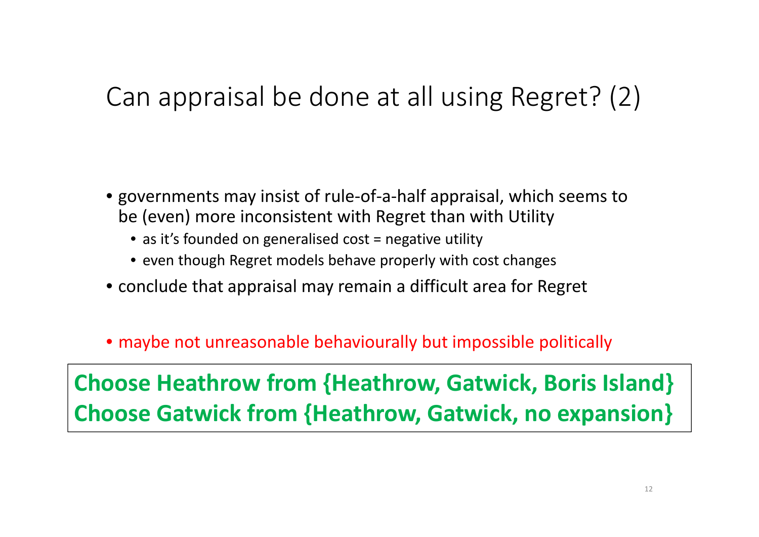# Can appraisal be done at all using Regret? (2)

- governments may insist of rule-of-a-half appraisal, which seems to be (even) more inconsistent with Regret than with Utility
  - as it's founded on generalised cost = negative utility
  - even though Regret models behave properly with cost changes
- conclude that appraisal may remain a difficult area for Regret

- maybe not unreasonable behaviourally but impossible politically

**Choose Heathrow from {Heathrow, Gatwick, Boris Island}**
**Choose Gatwick from {Heathrow, Gatwick, no expansion}**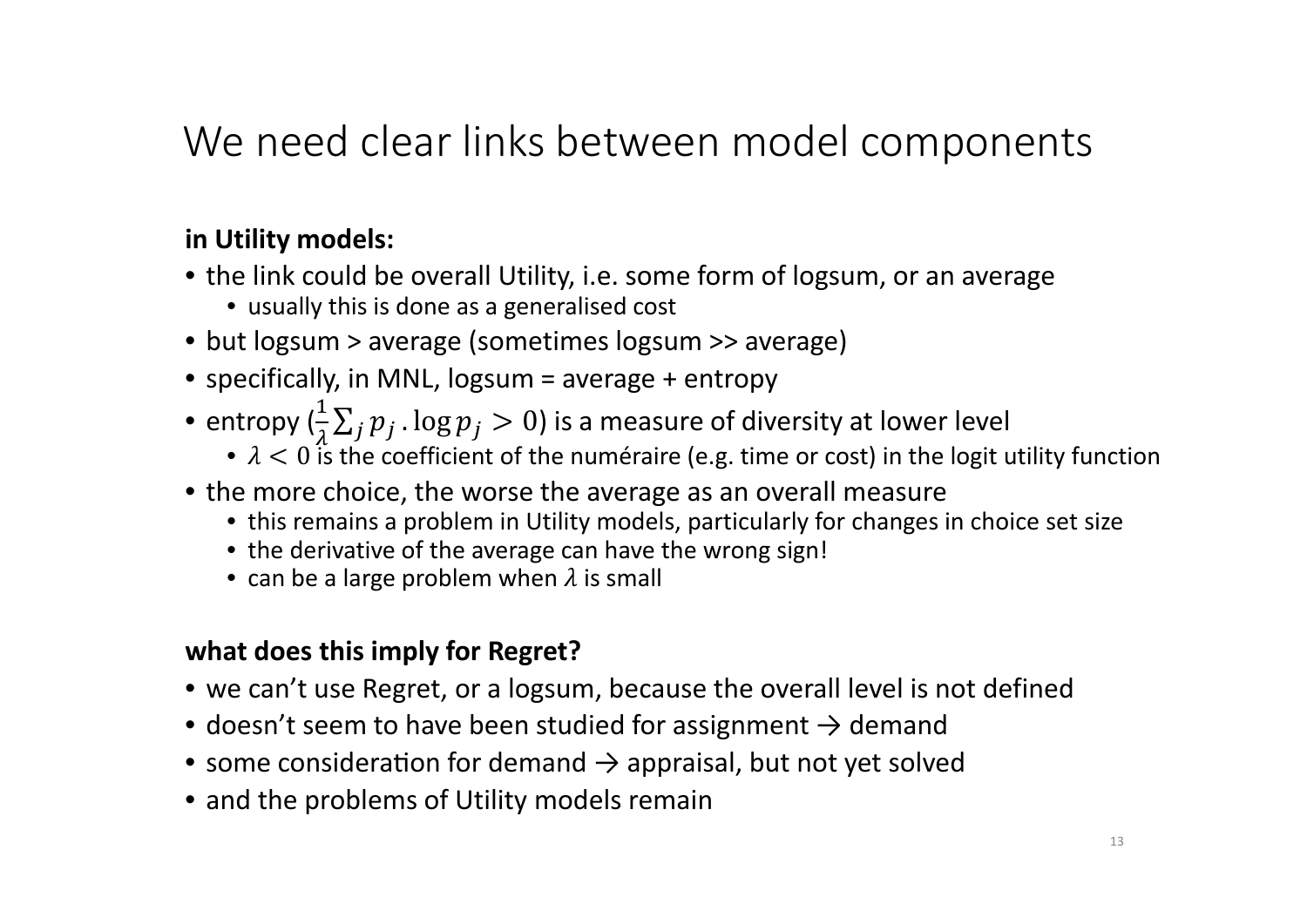# We need clear links between model components

**in Utility models:**

- the link could be overall Utility, i.e. some form of logsum, or an average
  - usually this is done as a generalised cost
- but logsum > average (sometimes logsum >> average)
- specifically, in MNL, logsum = average + entropy
- entropy ($\frac{1}{\lambda}\sum_j p_j . \log p_j > 0$) is a measure of diversity at lower level
  - $\lambda < 0$ is the coefficient of the numéraire (e.g. time or cost) in the logit utility function
- the more choice, the worse the average as an overall measure
  - this remains a problem in Utility models, particularly for changes in choice set size
  - the derivative of the average can have the wrong sign!
  - can be a large problem when $\lambda$ is small

**what does this imply for Regret?**

- we can't use Regret, or a logsum, because the overall level is not defined
- doesn't seem to have been studied for assignment → demand
- some consideration for demand → appraisal, but not yet solved
- and the problems of Utility models remain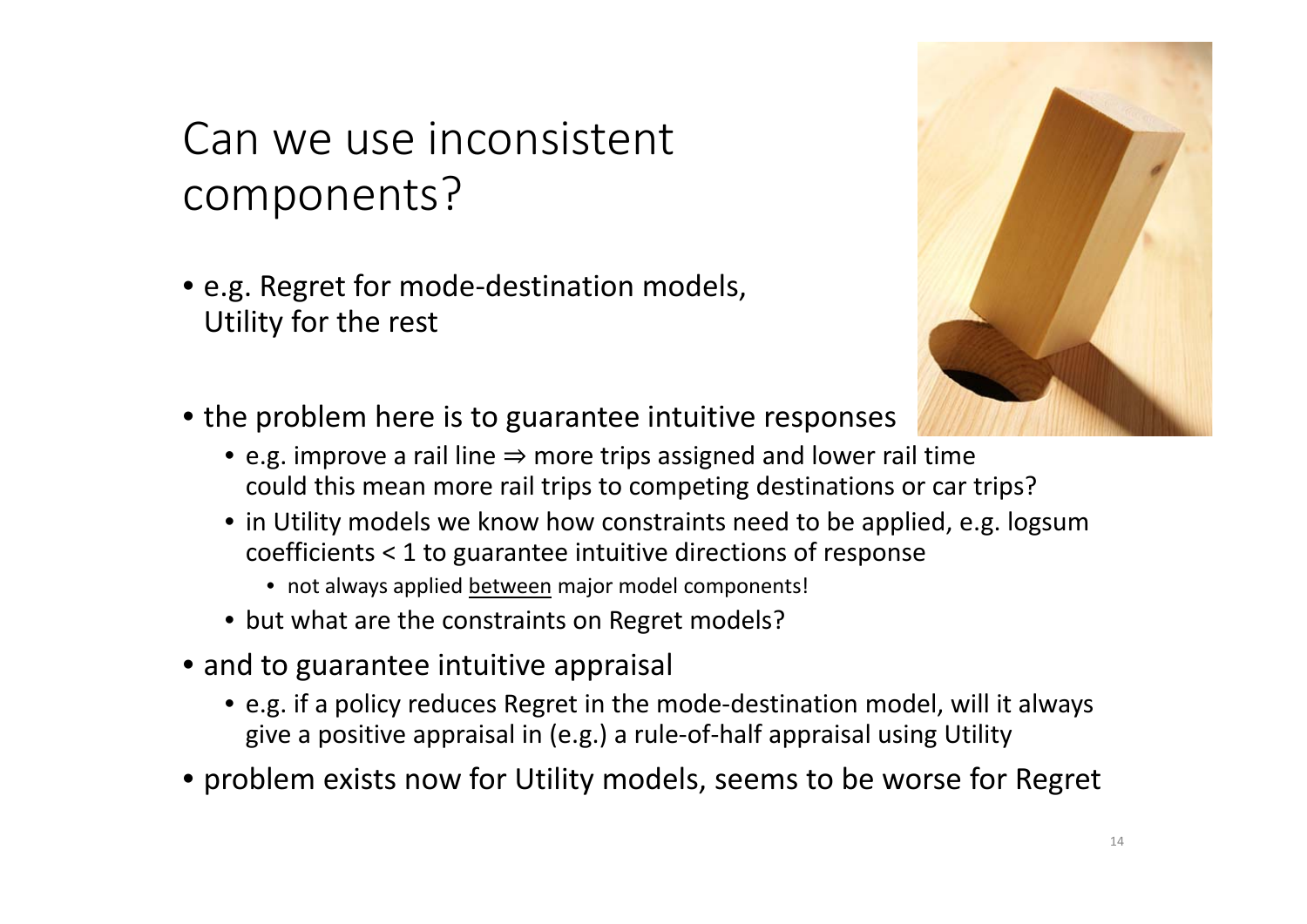# Can we use inconsistent components?

- e.g. Regret for mode-destination models, Utility for the rest

- the problem here is to guarantee intuitive responses
  - e.g. improve a rail line ⇒ more trips assigned and lower rail time could this mean more rail trips to competing destinations or car trips?
  - in Utility models we know how constraints need to be applied, e.g. logsum coefficients < 1 to guarantee intuitive directions of response
    - not always applied <u>between</u> major model components!
  - but what are the constraints on Regret models?
- and to guarantee intuitive appraisal
  - e.g. if a policy reduces Regret in the mode-destination model, will it always give a positive appraisal in (e.g.) a rule-of-half appraisal using Utility
- problem exists now for Utility models, seems to be worse for Regret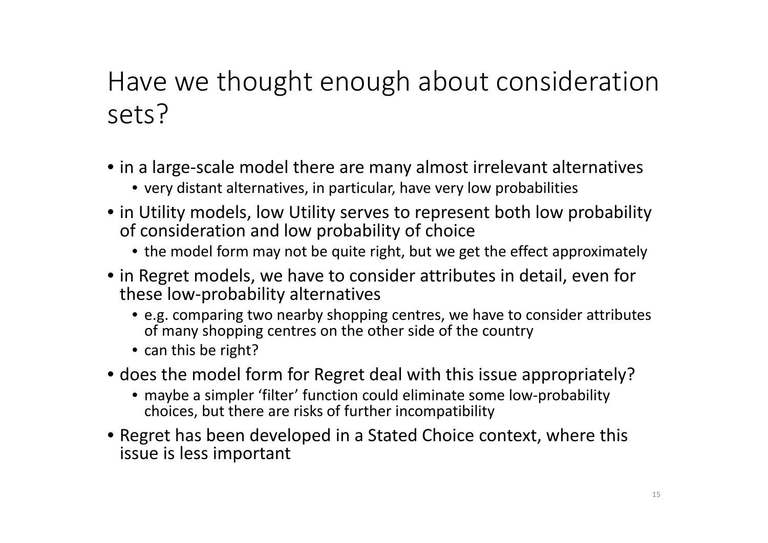# Have we thought enough about consideration sets?

- in a large-scale model there are many almost irrelevant alternatives
  - very distant alternatives, in particular, have very low probabilities
- in Utility models, low Utility serves to represent both low probability of consideration and low probability of choice
  - the model form may not be quite right, but we get the effect approximately
- in Regret models, we have to consider attributes in detail, even for these low-probability alternatives
  - e.g. comparing two nearby shopping centres, we have to consider attributes of many shopping centres on the other side of the country
  - can this be right?
- does the model form for Regret deal with this issue appropriately?
  - maybe a simpler 'filter' function could eliminate some low-probability choices, but there are risks of further incompatibility
- Regret has been developed in a Stated Choice context, where this issue is less important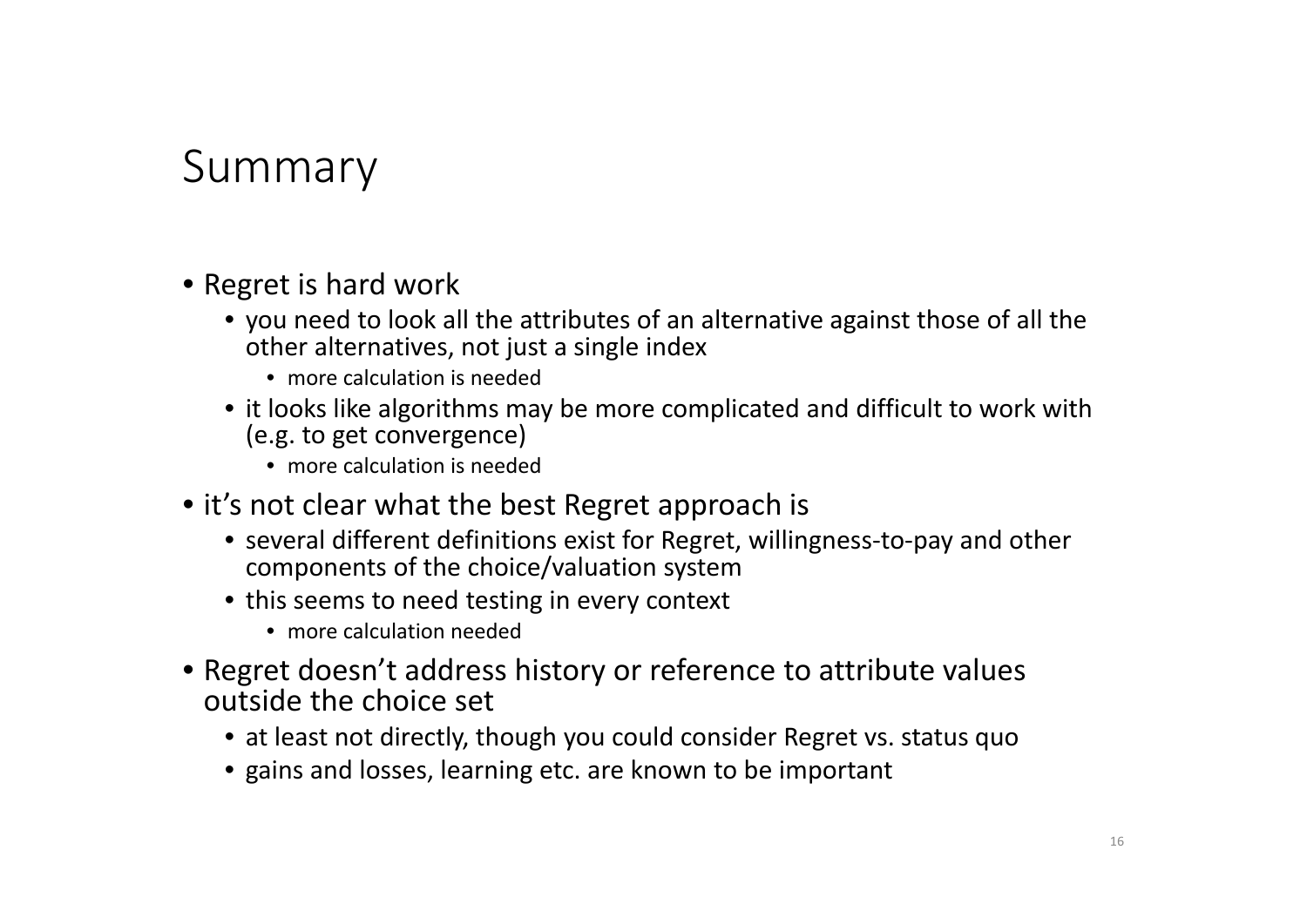# Summary

- Regret is hard work
  - you need to look all the attributes of an alternative against those of all the other alternatives, not just a single index
    - more calculation is needed
  - it looks like algorithms may be more complicated and difficult to work with (e.g. to get convergence)
    - more calculation is needed
- it's not clear what the best Regret approach is
  - several different definitions exist for Regret, willingness-to-pay and other components of the choice/valuation system
  - this seems to need testing in every context
    - more calculation needed
- Regret doesn't address history or reference to attribute values outside the choice set
  - at least not directly, though you could consider Regret vs. status quo
  - gains and losses, learning etc. are known to be important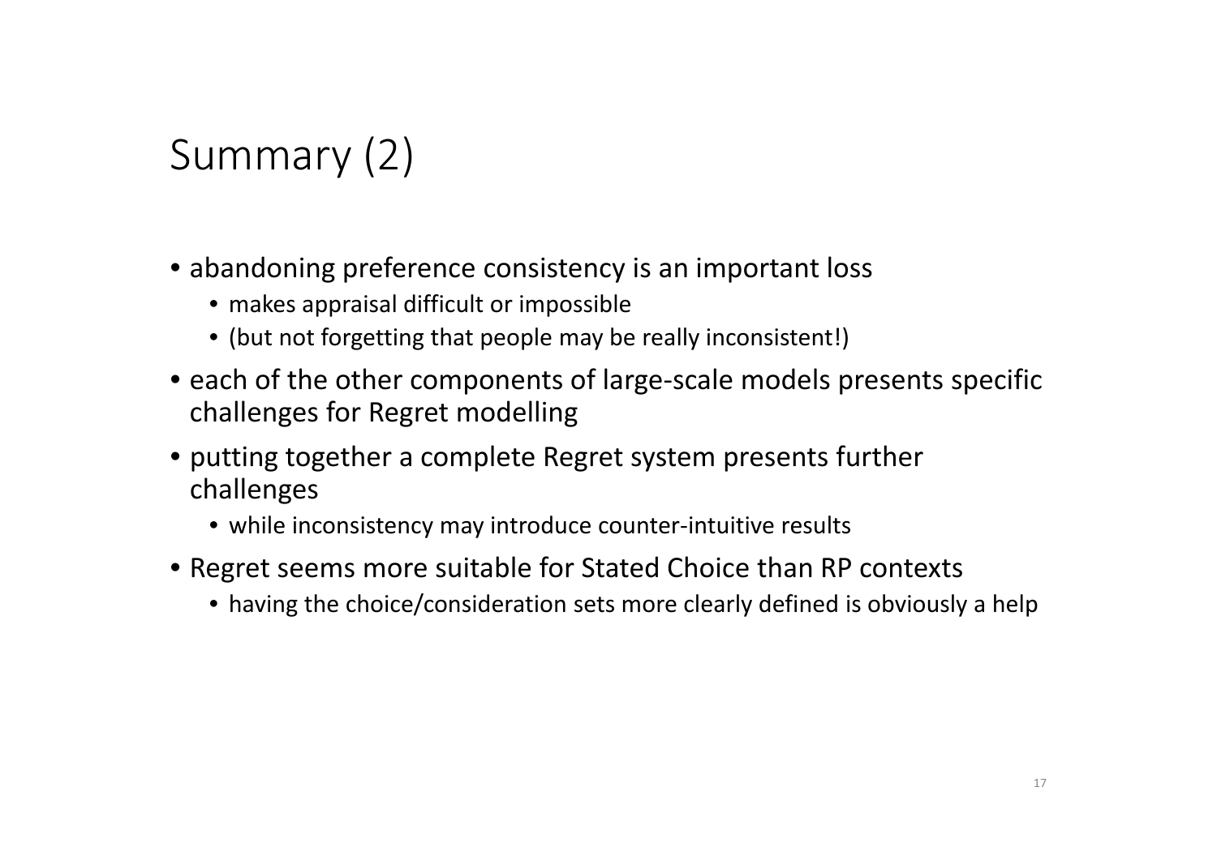# Summary (2)

- abandoning preference consistency is an important loss
  - makes appraisal difficult or impossible
  - (but not forgetting that people may be really inconsistent!)
- each of the other components of large-scale models presents specific challenges for Regret modelling
- putting together a complete Regret system presents further challenges
  - while inconsistency may introduce counter-intuitive results
- Regret seems more suitable for Stated Choice than RP contexts
  - having the choice/consideration sets more clearly defined is obviously a help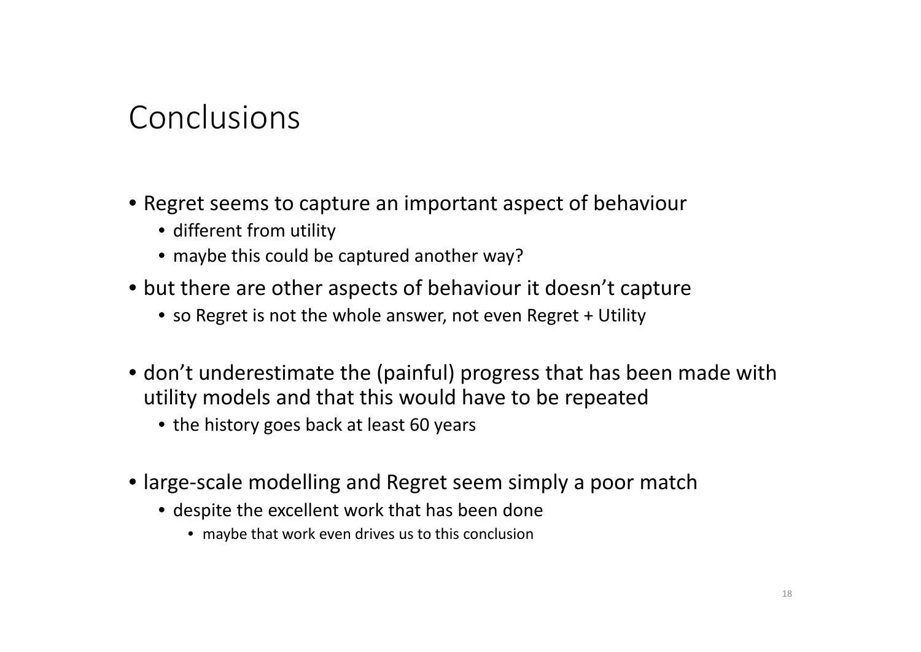# Conclusions

- Regret seems to capture an important aspect of behaviour
  - different from utility
  - maybe this could be captured another way?
- but there are other aspects of behaviour it doesn't capture
  - so Regret is not the whole answer, not even Regret + Utility
- don't underestimate the (painful) progress that has been made with utility models and that this would have to be repeated
  - the history goes back at least 60 years
- large-scale modelling and Regret seem simply a poor match
  - despite the excellent work that has been done
    - maybe that work even drives us to this conclusion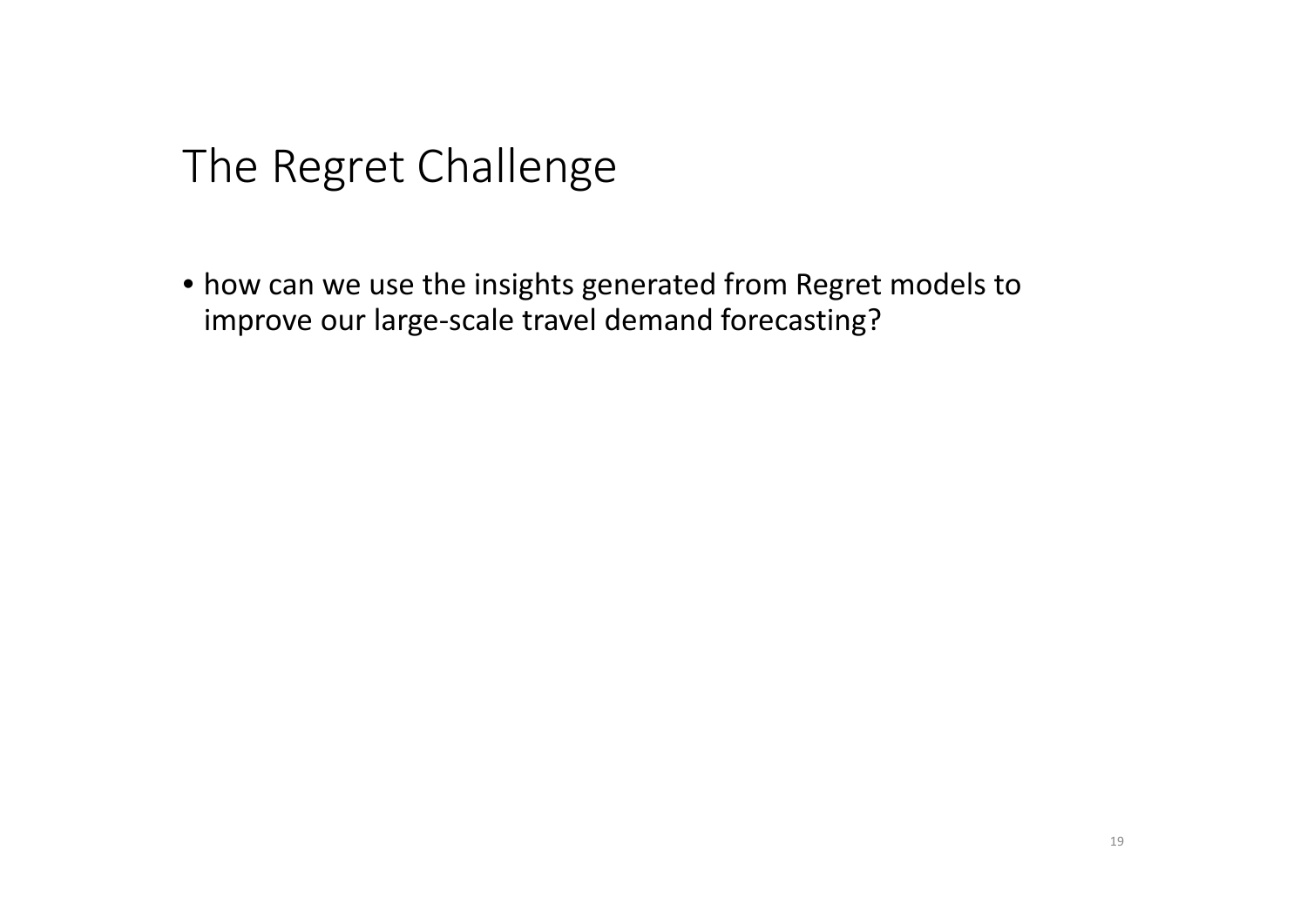# The Regret Challenge

- how can we use the insights generated from Regret models to improve our large-scale travel demand forecasting?